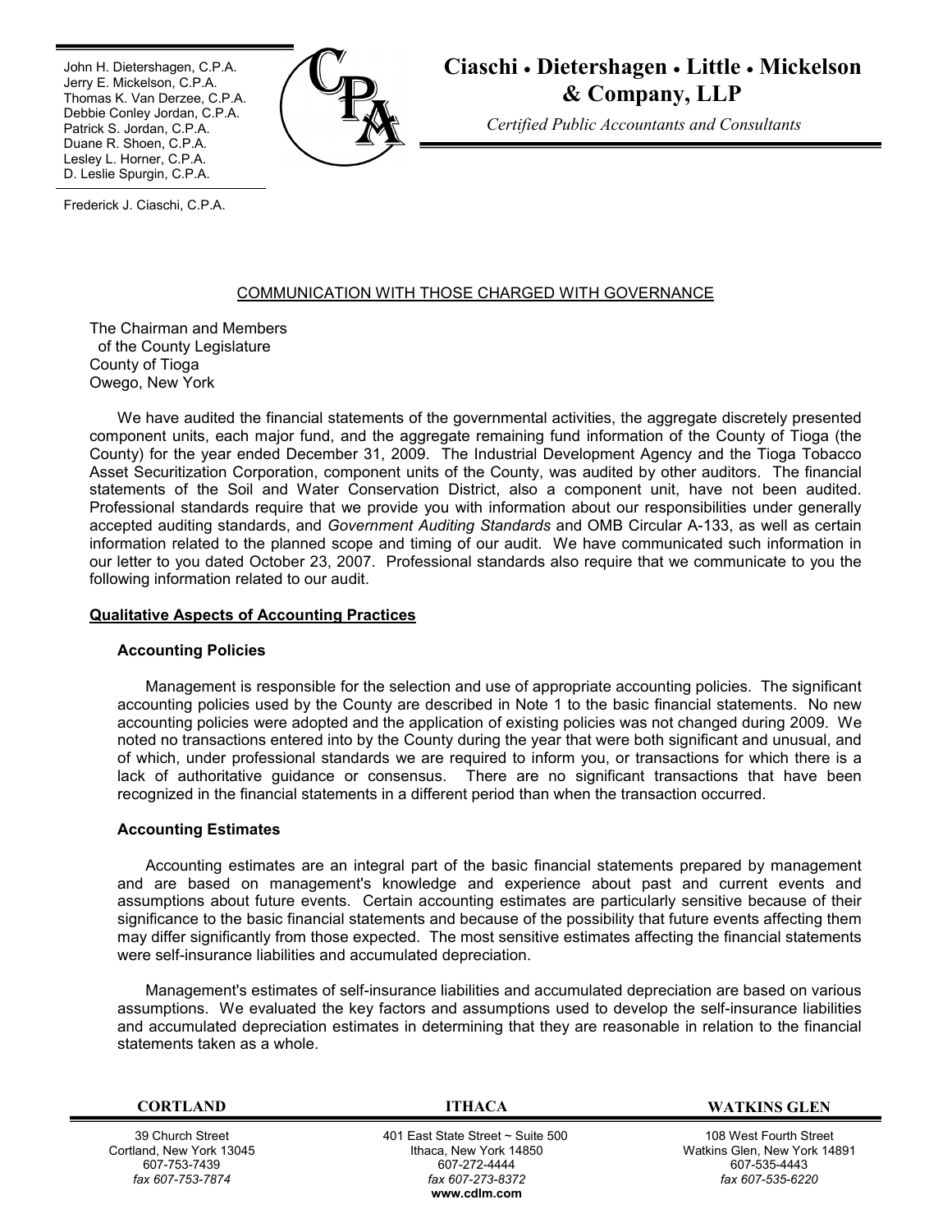John H. Dietershagen, C.P.A.
Jerry E. Mickelson, C.P.A.
Thomas K. Van Derzee, C.P.A.
Debbie Conley Jordan, C.P.A.
Patrick S. Jordan, C.P.A.
Duane R. Shoen, C.P.A.
Lesley L. Horner, C.P.A.
D. Leslie Spurgin, C.P.A.

Frederick J. Ciaschi, C.P.A.

# Ciaschi • Dietershagen • Little • Mickelson & Company, LLP

*Certified Public Accountants and Consultants*

## COMMUNICATION WITH THOSE CHARGED WITH GOVERNANCE

The Chairman and Members
of the County Legislature
County of Tioga
Owego, New York

We have audited the financial statements of the governmental activities, the aggregate discretely presented component units, each major fund, and the aggregate remaining fund information of the County of Tioga (the County) for the year ended December 31, 2009. The Industrial Development Agency and the Tioga Tobacco Asset Securitization Corporation, component units of the County, was audited by other auditors. The financial statements of the Soil and Water Conservation District, also a component unit, have not been audited. Professional standards require that we provide you with information about our responsibilities under generally accepted auditing standards, and *Government Auditing Standards* and OMB Circular A-133, as well as certain information related to the planned scope and timing of our audit. We have communicated such information in our letter to you dated October 23, 2007. Professional standards also require that we communicate to you the following information related to our audit.

**Qualitative Aspects of Accounting Practices**

**Accounting Policies**

Management is responsible for the selection and use of appropriate accounting policies. The significant accounting policies used by the County are described in Note 1 to the basic financial statements. No new accounting policies were adopted and the application of existing policies was not changed during 2009. We noted no transactions entered into by the County during the year that were both significant and unusual, and of which, under professional standards we are required to inform you, or transactions for which there is a lack of authoritative guidance or consensus. There are no significant transactions that have been recognized in the financial statements in a different period than when the transaction occurred.

**Accounting Estimates**

Accounting estimates are an integral part of the basic financial statements prepared by management and are based on management's knowledge and experience about past and current events and assumptions about future events. Certain accounting estimates are particularly sensitive because of their significance to the basic financial statements and because of the possibility that future events affecting them may differ significantly from those expected. The most sensitive estimates affecting the financial statements were self-insurance liabilities and accumulated depreciation.

Management's estimates of self-insurance liabilities and accumulated depreciation are based on various assumptions. We evaluated the key factors and assumptions used to develop the self-insurance liabilities and accumulated depreciation estimates in determining that they are reasonable in relation to the financial statements taken as a whole.

| CORTLAND | ITHACA | WATKINS GLEN |
|---|---|---|
| 39 Church Street | 401 East State Street ~ Suite 500 | 108 West Fourth Street |
| Cortland, New York 13045 | Ithaca, New York 14850 | Watkins Glen, New York 14891 |
| 607-753-7439 | 607-272-4444 | 607-535-4443 |
| *fax 607-753-7874* | *fax 607-273-8372* | *fax 607-535-6220* |
| | **www.cdlm.com** | |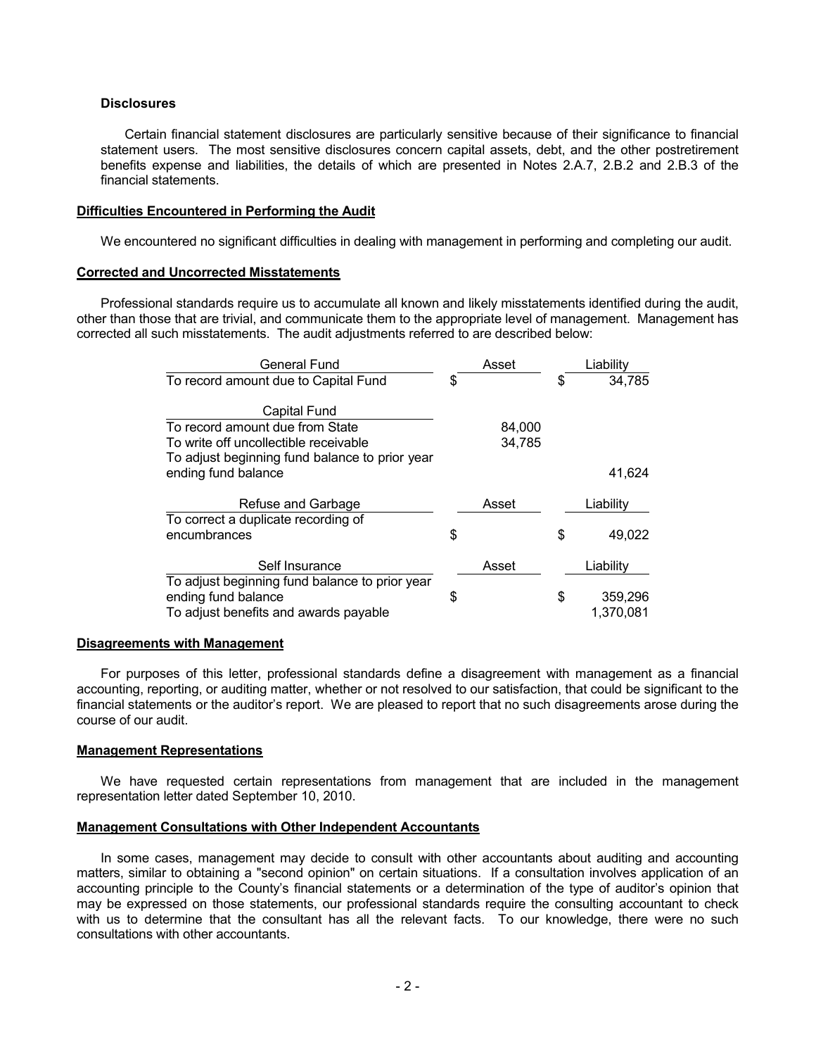**Disclosures**

Certain financial statement disclosures are particularly sensitive because of their significance to financial statement users. The most sensitive disclosures concern capital assets, debt, and the other postretirement benefits expense and liabilities, the details of which are presented in Notes 2.A.7, 2.B.2 and 2.B.3 of the financial statements.

**Difficulties Encountered in Performing the Audit**

We encountered no significant difficulties in dealing with management in performing and completing our audit.

**Corrected and Uncorrected Misstatements**

Professional standards require us to accumulate all known and likely misstatements identified during the audit, other than those that are trivial, and communicate them to the appropriate level of management. Management has corrected all such misstatements. The audit adjustments referred to are described below:

| General Fund | Asset | Liability |
|---|---|---|
| To record amount due to Capital Fund | $ | $ 34,785 |
| **Capital Fund** | | |
| To record amount due from State | 84,000 | |
| To write off uncollectible receivable | 34,785 | |
| To adjust beginning fund balance to prior year ending fund balance | | 41,624 |
| **Refuse and Garbage** | **Asset** | **Liability** |
| To correct a duplicate recording of encumbrances | $ | $ 49,022 |
| **Self Insurance** | **Asset** | **Liability** |
| To adjust beginning fund balance to prior year ending fund balance | $ | $ 359,296 |
| To adjust benefits and awards payable | | 1,370,081 |

**Disagreements with Management**

For purposes of this letter, professional standards define a disagreement with management as a financial accounting, reporting, or auditing matter, whether or not resolved to our satisfaction, that could be significant to the financial statements or the auditor's report. We are pleased to report that no such disagreements arose during the course of our audit.

**Management Representations**

We have requested certain representations from management that are included in the management representation letter dated September 10, 2010.

**Management Consultations with Other Independent Accountants**

In some cases, management may decide to consult with other accountants about auditing and accounting matters, similar to obtaining a "second opinion" on certain situations. If a consultation involves application of an accounting principle to the County's financial statements or a determination of the type of auditor's opinion that may be expressed on those statements, our professional standards require the consulting accountant to check with us to determine that the consultant has all the relevant facts. To our knowledge, there were no such consultations with other accountants.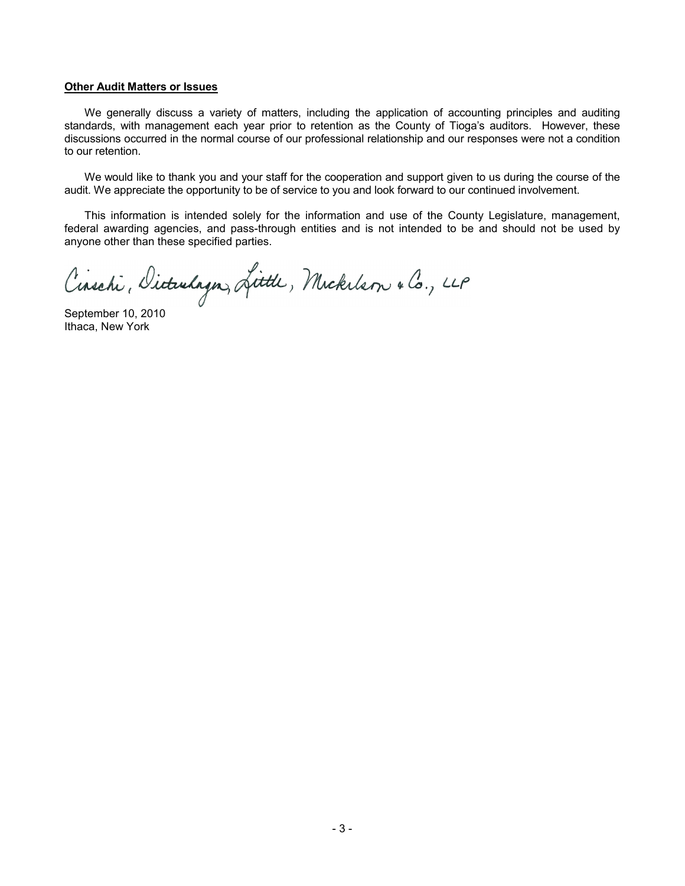**Other Audit Matters or Issues**

We generally discuss a variety of matters, including the application of accounting principles and auditing standards, with management each year prior to retention as the County of Tioga's auditors. However, these discussions occurred in the normal course of our professional relationship and our responses were not a condition to our retention.

We would like to thank you and your staff for the cooperation and support given to us during the course of the audit. We appreciate the opportunity to be of service to you and look forward to our continued involvement.

This information is intended solely for the information and use of the County Legislature, management, federal awarding agencies, and pass-through entities and is not intended to be and should not be used by anyone other than these specified parties.

Ciaschi, Dietershagen, Little, Mickelson & Co., LLP

September 10, 2010
Ithaca, New York